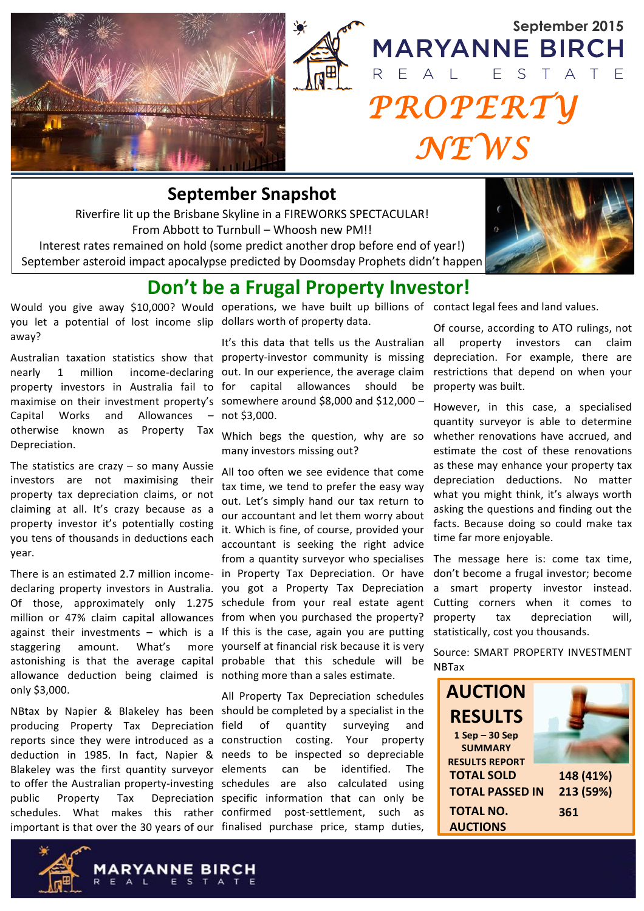September 2015

# MARYANNE BIRCH REAL ESTATE

# PROPERTY NEWS

## September Snapshot

Riverfire lit up the Brisbane Skyline in a FIREWORKS SPECTACULAR!
From Abbott to Turnbull – Whoosh new PM!!
Interest rates remained on hold (some predict another drop before end of year!)
September asteroid impact apocalypse predicted by Doomsday Prophets didn't happen

## Don't be a Frugal Property Investor!

Would you give away $10,000? Would you let a potential of lost income slip away?

Australian taxation statistics show that nearly 1 million income-declaring property investors in Australia fail to maximise on their investment property's Capital Works and Allowances – otherwise known as Property Tax Depreciation.

The statistics are crazy – so many Aussie investors are not maximising their property tax depreciation claims, or not claiming at all. It's crazy because as a property investor it's potentially costing you tens of thousands in deductions each year.

There is an estimated 2.7 million income-declaring property investors in Australia. Of those, approximately only 1.275 million or 47% claim capital allowances against their investments – which is a staggering amount. What's more astonishing is that the average capital allowance deduction being claimed is only $3,000.

NBtax by Napier & Blakeley has been producing Property Tax Depreciation reports since they were introduced as a deduction in 1985. In fact, Napier & Blakeley was the first quantity surveyor to offer the Australian property-investing public Property Tax Depreciation schedules. What makes this rather important is that over the 30 years of our operations, we have built up billions of dollars worth of property data.

It's this data that tells us the Australian property-investor community is missing out. In our experience, the average claim for capital allowances should be somewhere around $8,000 and $12,000 – not $3,000.

Which begs the question, why are so many investors missing out?

All too often we see evidence that come tax time, we tend to prefer the easy way out. Let's simply hand our tax return to our accountant and let them worry about it. Which is fine, of course, provided your accountant is seeking the right advice from a quantity surveyor who specialises in Property Tax Depreciation. Or have you got a Property Tax Depreciation schedule from your real estate agent from when you purchased the property? If this is the case, again you are putting yourself at financial risk because it is very probable that this schedule will be nothing more than a sales estimate.

All Property Tax Depreciation schedules should be completed by a specialist in the field of quantity surveying and construction costing. Your property needs to be inspected so depreciable elements can be identified. The schedules are also calculated using specific information that can only be confirmed post-settlement, such as finalised purchase price, stamp duties, contact legal fees and land values.

Of course, according to ATO rulings, not all property investors can claim depreciation. For example, there are restrictions that depend on when your property was built.

However, in this case, a specialised quantity surveyor is able to determine whether renovations have accrued, and estimate the cost of these renovations as these may enhance your property tax depreciation deductions. No matter what you might think, it's always worth asking the questions and finding out the facts. Because doing so could make tax time far more enjoyable.

The message here is: come tax time, don't become a frugal investor; become a smart property investor instead. Cutting corners when it comes to property tax depreciation will, statistically, cost you thousands.

Source: SMART PROPERTY INVESTMENT NBTax

## AUCTION RESULTS

**1 Sep – 30 Sep SUMMARY RESULTS REPORT**

| | |
|---|---|
| **TOTAL SOLD** | **148 (41%)** |
| **TOTAL PASSED IN** | **213 (59%)** |
| **TOTAL NO. AUCTIONS** | **361** |

MARYANNE BIRCH REAL ESTATE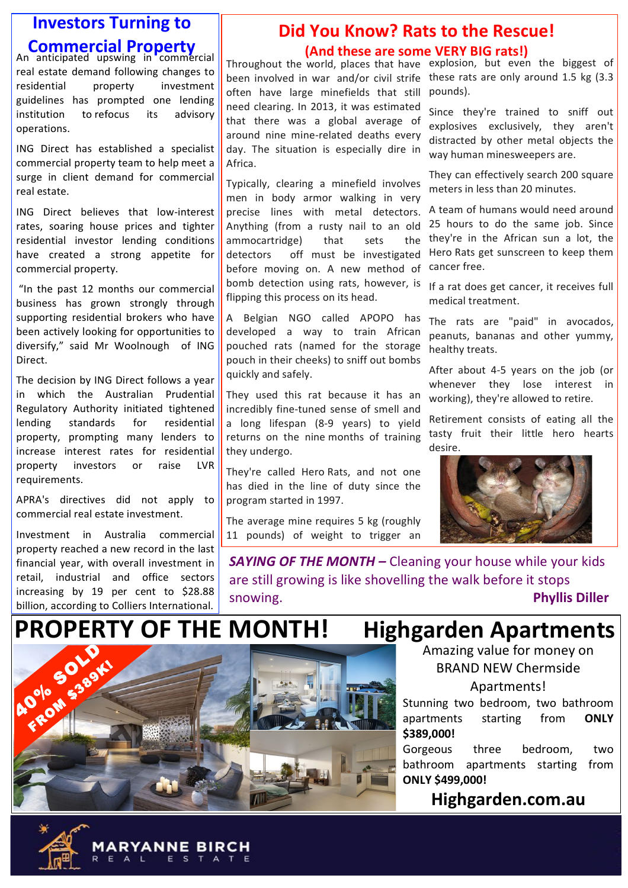## Investors Turning to Commercial Property

An anticipated upswing in commercial real estate demand following changes to residential property investment guidelines has prompted one lending institution to refocus its advisory operations.

ING Direct has established a specialist commercial property team to help meet a surge in client demand for commercial real estate.

ING Direct believes that low-interest rates, soaring house prices and tighter residential investor lending conditions have created a strong appetite for commercial property.

"In the past 12 months our commercial business has grown strongly through supporting residential brokers who have been actively looking for opportunities to diversify," said Mr Woolnough of ING Direct.

The decision by ING Direct follows a year in which the Australian Prudential Regulatory Authority initiated tightened lending standards for residential property, prompting many lenders to increase interest rates for residential property investors or raise LVR requirements.

APRA's directives did not apply to commercial real estate investment.

Investment in Australia commercial property reached a new record in the last financial year, with overall investment in retail, industrial and office sectors increasing by 19 per cent to $28.88 billion, according to Colliers International.

## Did You Know? Rats to the Rescue!

### (And these are some VERY BIG rats!)

Throughout the world, places that have been involved in war and/or civil strife often have large minefields that still need clearing. In 2013, it was estimated that there was a global average of around nine mine-related deaths every day. The situation is especially dire in Africa.

Typically, clearing a minefield involves men in body armor walking in very precise lines with metal detectors. Anything (from a rusty nail to an old ammocartridge) that sets the detectors off must be investigated before moving on. A new method of bomb detection using rats, however, is flipping this process on its head.

A Belgian NGO called APOPO has developed a way to train African pouched rats (named for the storage pouch in their cheeks) to sniff out bombs quickly and safely.

They used this rat because it has an incredibly fine-tuned sense of smell and a long lifespan (8-9 years) to yield returns on the nine months of training they undergo.

They're called Hero Rats, and not one has died in the line of duty since the program started in 1997.

The average mine requires 5 kg (roughly 11 pounds) of weight to trigger an explosion, but even the biggest of these rats are only around 1.5 kg (3.3 pounds).

Since they're trained to sniff out explosives exclusively, they aren't distracted by other metal objects the way human minesweepers are.

They can effectively search 200 square meters in less than 20 minutes.

A team of humans would need around 25 hours to do the same job. Since they're in the African sun a lot, the Hero Rats get sunscreen to keep them cancer free.

If a rat does get cancer, it receives full medical treatment.

The rats are "paid" in avocados, peanuts, bananas and other yummy, healthy treats.

After about 4-5 years on the job (or whenever they lose interest in working), they're allowed to retire.

Retirement consists of eating all the tasty fruit their little hero hearts desire.

***SAYING OF THE MONTH –*** Cleaning your house while your kids are still growing is like shovelling the walk before it stops snowing. **Phyllis Diller**

# PROPERTY OF THE MONTH! Highgarden Apartments

40% SOLD FROM $389K!

Amazing value for money on BRAND NEW Chermside Apartments!

Stunning two bedroom, two bathroom apartments starting from **ONLY $389,000!**

Gorgeous three bedroom, two bathroom apartments starting from **ONLY $499,000!**

**Highgarden.com.au**

MARYANNE BIRCH REAL ESTATE